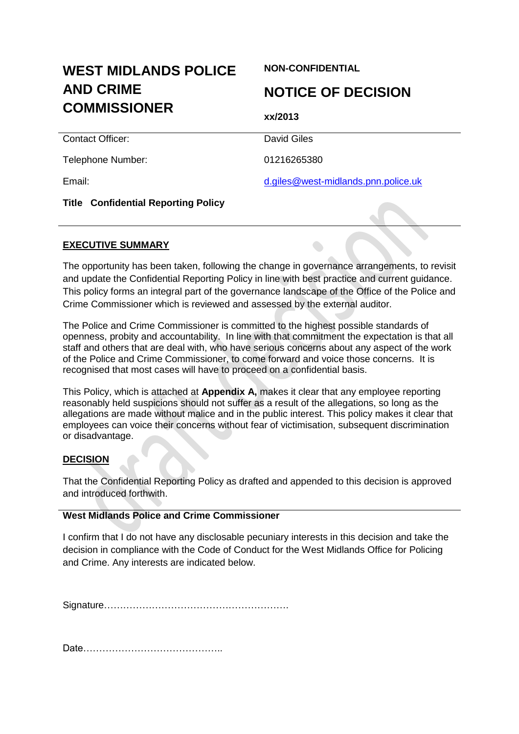# WEST MIDLANDS POLICE AND CRIME COMMISSIONER

**NON-CONFIDENTIAL**

## NOTICE OF DECISION

**xx/2013**

| | |
|---|---|
| Contact Officer: | David Giles |
| Telephone Number: | 01216265380 |
| Email: | d.giles@west-midlands.pnn.police.uk |

**Title Confidential Reporting Policy**

**EXECUTIVE SUMMARY**

The opportunity has been taken, following the change in governance arrangements, to revisit and update the Confidential Reporting Policy in line with best practice and current guidance. This policy forms an integral part of the governance landscape of the Office of the Police and Crime Commissioner which is reviewed and assessed by the external auditor.

The Police and Crime Commissioner is committed to the highest possible standards of openness, probity and accountability. In line with that commitment the expectation is that all staff and others that are deal with, who have serious concerns about any aspect of the work of the Police and Crime Commissioner, to come forward and voice those concerns. It is recognised that most cases will have to proceed on a confidential basis.

This Policy, which is attached at **Appendix A,** makes it clear that any employee reporting reasonably held suspicions should not suffer as a result of the allegations, so long as the allegations are made without malice and in the public interest. This policy makes it clear that employees can voice their concerns without fear of victimisation, subsequent discrimination or disadvantage.

**DECISION**

That the Confidential Reporting Policy as drafted and appended to this decision is approved and introduced forthwith.

**West Midlands Police and Crime Commissioner**

I confirm that I do not have any disclosable pecuniary interests in this decision and take the decision in compliance with the Code of Conduct for the West Midlands Office for Policing and Crime. Any interests are indicated below.

Signature…………………………………………………

Date……………………………………..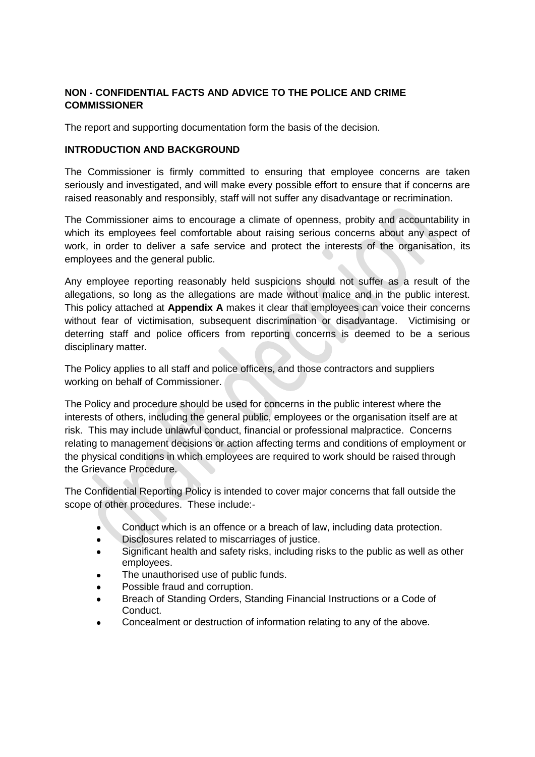**NON - CONFIDENTIAL FACTS AND ADVICE TO THE POLICE AND CRIME COMMISSIONER**

The report and supporting documentation form the basis of the decision.

**INTRODUCTION AND BACKGROUND**

The Commissioner is firmly committed to ensuring that employee concerns are taken seriously and investigated, and will make every possible effort to ensure that if concerns are raised reasonably and responsibly, staff will not suffer any disadvantage or recrimination.

The Commissioner aims to encourage a climate of openness, probity and accountability in which its employees feel comfortable about raising serious concerns about any aspect of work, in order to deliver a safe service and protect the interests of the organisation, its employees and the general public.

Any employee reporting reasonably held suspicions should not suffer as a result of the allegations, so long as the allegations are made without malice and in the public interest. This policy attached at **Appendix A** makes it clear that employees can voice their concerns without fear of victimisation, subsequent discrimination or disadvantage. Victimising or deterring staff and police officers from reporting concerns is deemed to be a serious disciplinary matter.

The Policy applies to all staff and police officers, and those contractors and suppliers working on behalf of Commissioner.

The Policy and procedure should be used for concerns in the public interest where the interests of others, including the general public, employees or the organisation itself are at risk. This may include unlawful conduct, financial or professional malpractice. Concerns relating to management decisions or action affecting terms and conditions of employment or the physical conditions in which employees are required to work should be raised through the Grievance Procedure.

The Confidential Reporting Policy is intended to cover major concerns that fall outside the scope of other procedures. These include:-

- Conduct which is an offence or a breach of law, including data protection.
- Disclosures related to miscarriages of justice.
- Significant health and safety risks, including risks to the public as well as other employees.
- The unauthorised use of public funds.
- Possible fraud and corruption.
- Breach of Standing Orders, Standing Financial Instructions or a Code of Conduct.
- Concealment or destruction of information relating to any of the above.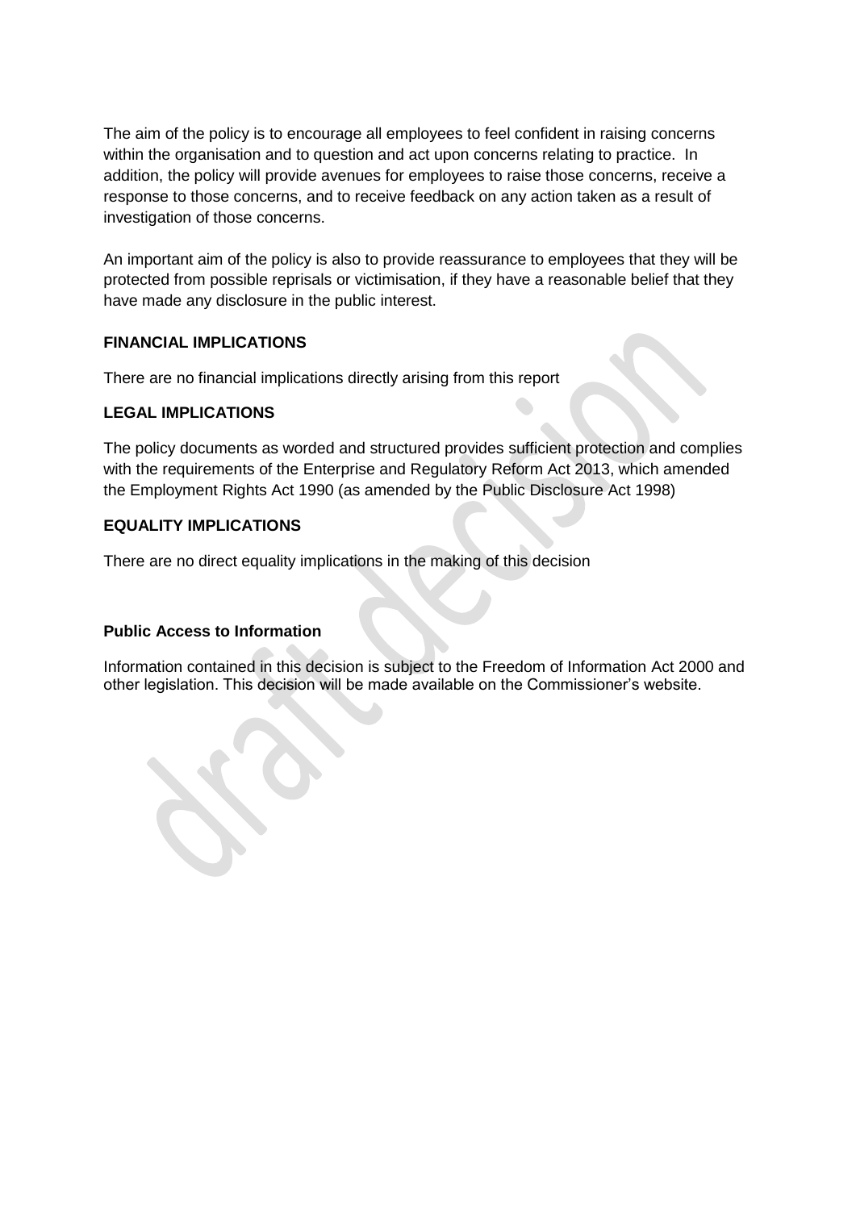The aim of the policy is to encourage all employees to feel confident in raising concerns within the organisation and to question and act upon concerns relating to practice. In addition, the policy will provide avenues for employees to raise those concerns, receive a response to those concerns, and to receive feedback on any action taken as a result of investigation of those concerns.

An important aim of the policy is also to provide reassurance to employees that they will be protected from possible reprisals or victimisation, if they have a reasonable belief that they have made any disclosure in the public interest.

**FINANCIAL IMPLICATIONS**

There are no financial implications directly arising from this report

**LEGAL IMPLICATIONS**

The policy documents as worded and structured provides sufficient protection and complies with the requirements of the Enterprise and Regulatory Reform Act 2013, which amended the Employment Rights Act 1990 (as amended by the Public Disclosure Act 1998)

**EQUALITY IMPLICATIONS**

There are no direct equality implications in the making of this decision

**Public Access to Information**

Information contained in this decision is subject to the Freedom of Information Act 2000 and other legislation. This decision will be made available on the Commissioner's website.